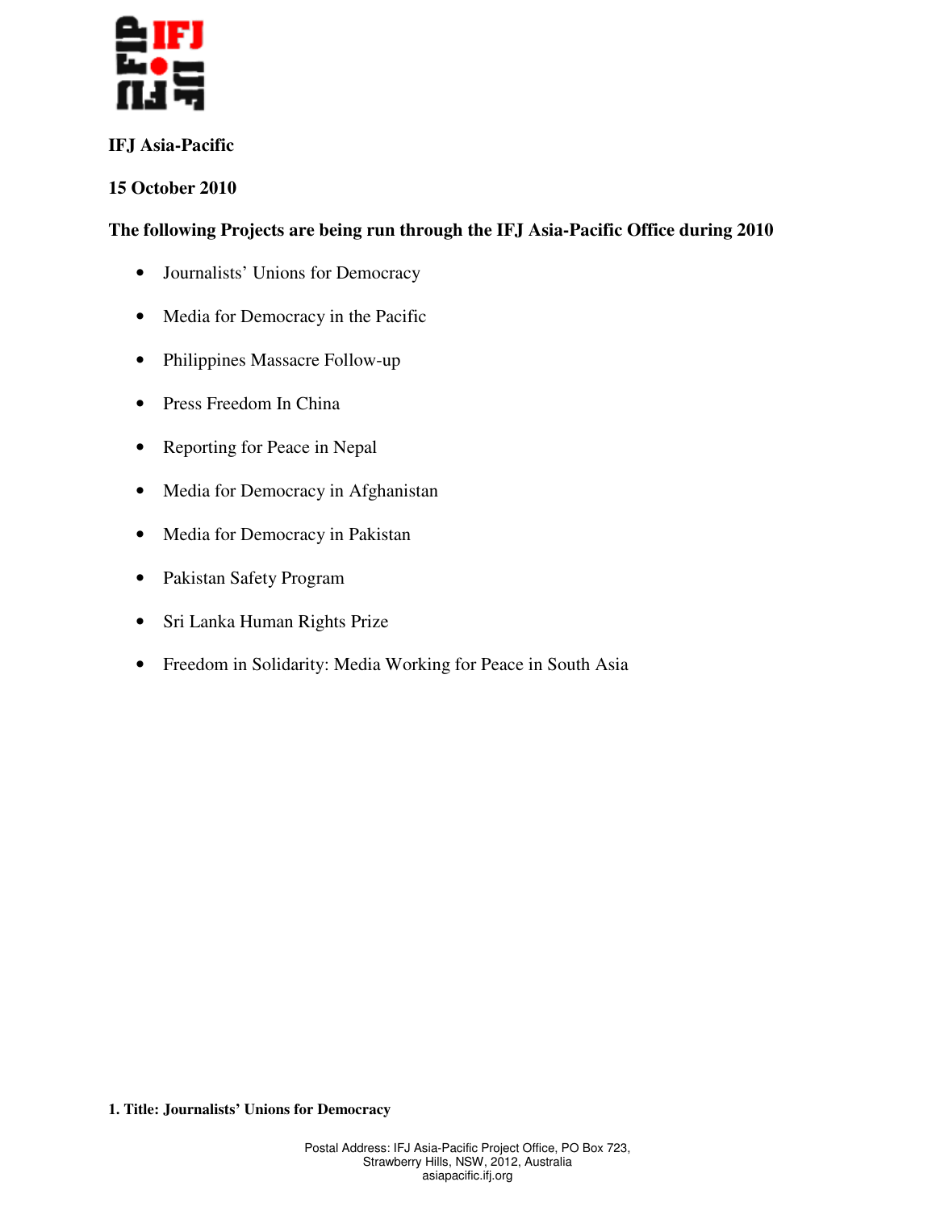**IFJ Asia-Pacific**

**15 October 2010**

**The following Projects are being run through the IFJ Asia-Pacific Office during 2010**

- Journalists' Unions for Democracy
- Media for Democracy in the Pacific
- Philippines Massacre Follow-up
- Press Freedom In China
- Reporting for Peace in Nepal
- Media for Democracy in Afghanistan
- Media for Democracy in Pakistan
- Pakistan Safety Program
- Sri Lanka Human Rights Prize
- Freedom in Solidarity: Media Working for Peace in South Asia

**1. Title: Journalists' Unions for Democracy**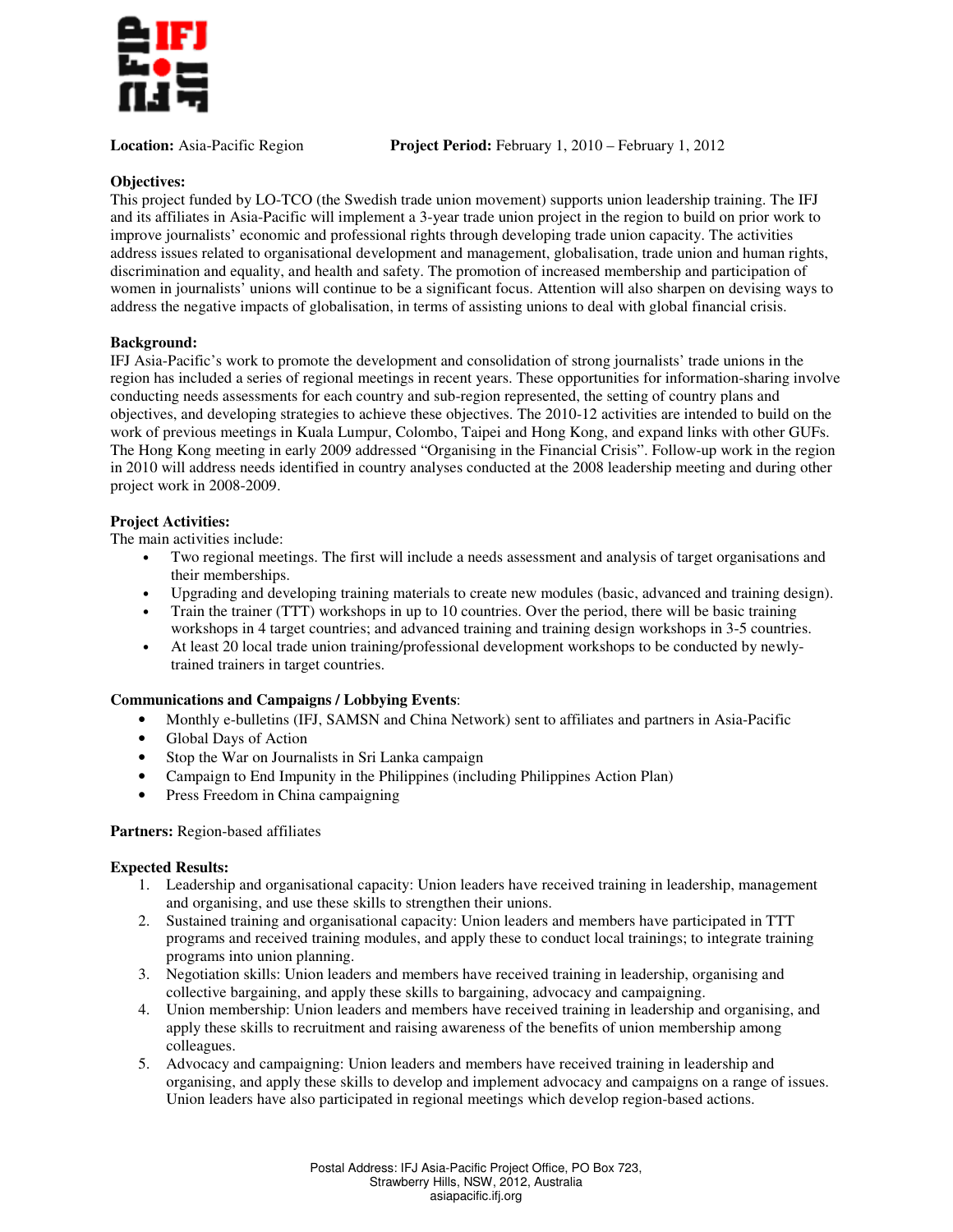**Location:** Asia-Pacific Region **Project Period:** February 1, 2010 – February 1, 2012

**Objectives:**
This project funded by LO-TCO (the Swedish trade union movement) supports union leadership training. The IFJ and its affiliates in Asia-Pacific will implement a 3-year trade union project in the region to build on prior work to improve journalists' economic and professional rights through developing trade union capacity. The activities address issues related to organisational development and management, globalisation, trade union and human rights, discrimination and equality, and health and safety. The promotion of increased membership and participation of women in journalists' unions will continue to be a significant focus. Attention will also sharpen on devising ways to address the negative impacts of globalisation, in terms of assisting unions to deal with global financial crisis.

**Background:**
IFJ Asia-Pacific's work to promote the development and consolidation of strong journalists' trade unions in the region has included a series of regional meetings in recent years. These opportunities for information-sharing involve conducting needs assessments for each country and sub-region represented, the setting of country plans and objectives, and developing strategies to achieve these objectives. The 2010-12 activities are intended to build on the work of previous meetings in Kuala Lumpur, Colombo, Taipei and Hong Kong, and expand links with other GUFs. The Hong Kong meeting in early 2009 addressed "Organising in the Financial Crisis". Follow-up work in the region in 2010 will address needs identified in country analyses conducted at the 2008 leadership meeting and during other project work in 2008-2009.

**Project Activities:**
The main activities include:

- Two regional meetings. The first will include a needs assessment and analysis of target organisations and their memberships.
- Upgrading and developing training materials to create new modules (basic, advanced and training design).
- Train the trainer (TTT) workshops in up to 10 countries. Over the period, there will be basic training workshops in 4 target countries; and advanced training and training design workshops in 3-5 countries.
- At least 20 local trade union training/professional development workshops to be conducted by newly-trained trainers in target countries.

**Communications and Campaigns / Lobbying Events**:

- Monthly e-bulletins (IFJ, SAMSN and China Network) sent to affiliates and partners in Asia-Pacific
- Global Days of Action
- Stop the War on Journalists in Sri Lanka campaign
- Campaign to End Impunity in the Philippines (including Philippines Action Plan)
- Press Freedom in China campaigning

**Partners:** Region-based affiliates

**Expected Results:**

1. Leadership and organisational capacity: Union leaders have received training in leadership, management and organising, and use these skills to strengthen their unions.
2. Sustained training and organisational capacity: Union leaders and members have participated in TTT programs and received training modules, and apply these to conduct local trainings; to integrate training programs into union planning.
3. Negotiation skills: Union leaders and members have received training in leadership, organising and collective bargaining, and apply these skills to bargaining, advocacy and campaigning.
4. Union membership: Union leaders and members have received training in leadership and organising, and apply these skills to recruitment and raising awareness of the benefits of union membership among colleagues.
5. Advocacy and campaigning: Union leaders and members have received training in leadership and organising, and apply these skills to develop and implement advocacy and campaigns on a range of issues. Union leaders have also participated in regional meetings which develop region-based actions.

Postal Address: IFJ Asia-Pacific Project Office, PO Box 723, Strawberry Hills, NSW, 2012, Australia
asiapacific.ifj.org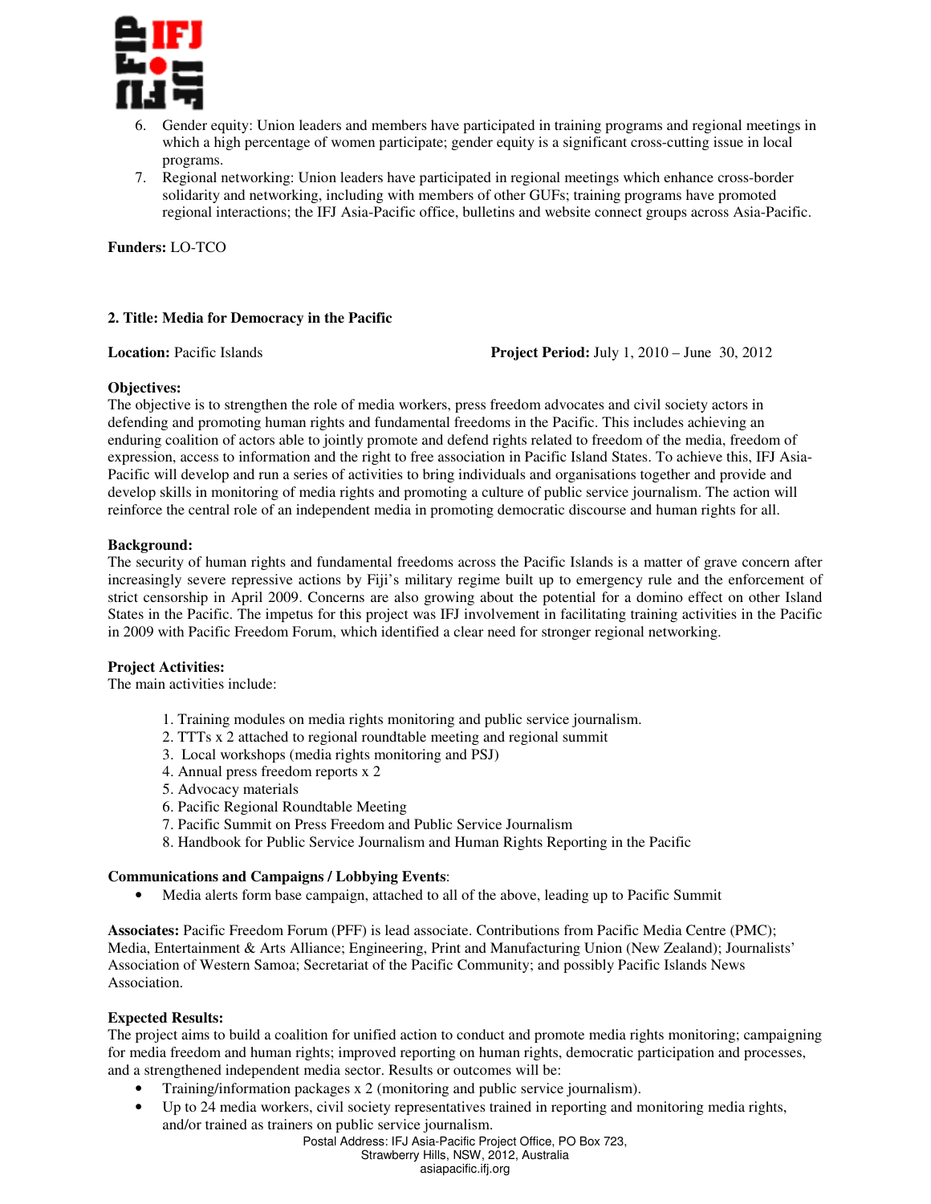6. Gender equity: Union leaders and members have participated in training programs and regional meetings in which a high percentage of women participate; gender equity is a significant cross-cutting issue in local programs.
7. Regional networking: Union leaders have participated in regional meetings which enhance cross-border solidarity and networking, including with members of other GUFs; training programs have promoted regional interactions; the IFJ Asia-Pacific office, bulletins and website connect groups across Asia-Pacific.

**Funders:** LO-TCO

**2. Title: Media for Democracy in the Pacific**

**Location:** Pacific Islands **Project Period:** July 1, 2010 – June 30, 2012

**Objectives:**
The objective is to strengthen the role of media workers, press freedom advocates and civil society actors in defending and promoting human rights and fundamental freedoms in the Pacific. This includes achieving an enduring coalition of actors able to jointly promote and defend rights related to freedom of the media, freedom of expression, access to information and the right to free association in Pacific Island States. To achieve this, IFJ Asia-Pacific will develop and run a series of activities to bring individuals and organisations together and provide and develop skills in monitoring of media rights and promoting a culture of public service journalism. The action will reinforce the central role of an independent media in promoting democratic discourse and human rights for all.

**Background:**
The security of human rights and fundamental freedoms across the Pacific Islands is a matter of grave concern after increasingly severe repressive actions by Fiji's military regime built up to emergency rule and the enforcement of strict censorship in April 2009. Concerns are also growing about the potential for a domino effect on other Island States in the Pacific. The impetus for this project was IFJ involvement in facilitating training activities in the Pacific in 2009 with Pacific Freedom Forum, which identified a clear need for stronger regional networking.

**Project Activities:**
The main activities include:

1. Training modules on media rights monitoring and public service journalism.
2. TTTs x 2 attached to regional roundtable meeting and regional summit
3. Local workshops (media rights monitoring and PSJ)
4. Annual press freedom reports x 2
5. Advocacy materials
6. Pacific Regional Roundtable Meeting
7. Pacific Summit on Press Freedom and Public Service Journalism
8. Handbook for Public Service Journalism and Human Rights Reporting in the Pacific

**Communications and Campaigns / Lobbying Events**:

- Media alerts form base campaign, attached to all of the above, leading up to Pacific Summit

**Associates:** Pacific Freedom Forum (PFF) is lead associate. Contributions from Pacific Media Centre (PMC); Media, Entertainment & Arts Alliance; Engineering, Print and Manufacturing Union (New Zealand); Journalists' Association of Western Samoa; Secretariat of the Pacific Community; and possibly Pacific Islands News Association.

**Expected Results:**
The project aims to build a coalition for unified action to conduct and promote media rights monitoring; campaigning for media freedom and human rights; improved reporting on human rights, democratic participation and processes, and a strengthened independent media sector. Results or outcomes will be:

- Training/information packages x 2 (monitoring and public service journalism).
- Up to 24 media workers, civil society representatives trained in reporting and monitoring media rights, and/or trained as trainers on public service journalism.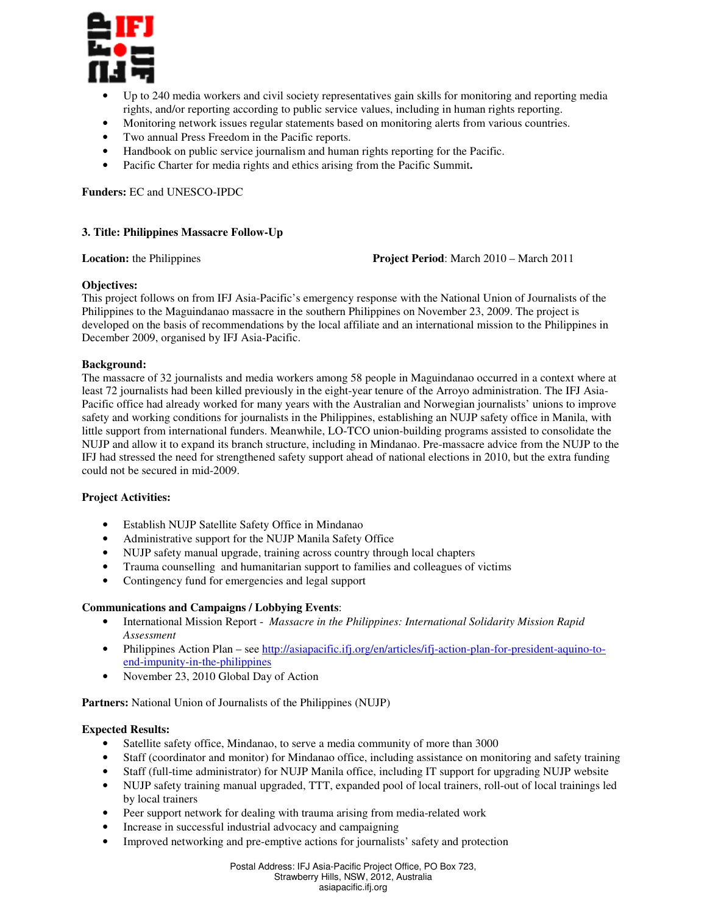- Up to 240 media workers and civil society representatives gain skills for monitoring and reporting media rights, and/or reporting according to public service values, including in human rights reporting.
- Monitoring network issues regular statements based on monitoring alerts from various countries.
- Two annual Press Freedom in the Pacific reports.
- Handbook on public service journalism and human rights reporting for the Pacific.
- Pacific Charter for media rights and ethics arising from the Pacific Summit**.**

**Funders:** EC and UNESCO-IPDC

### 3. Title: Philippines Massacre Follow-Up

**Location:** the Philippines **Project Period**: March 2010 – March 2011

**Objectives:**
This project follows on from IFJ Asia-Pacific's emergency response with the National Union of Journalists of the Philippines to the Maguindanao massacre in the southern Philippines on November 23, 2009. The project is developed on the basis of recommendations by the local affiliate and an international mission to the Philippines in December 2009, organised by IFJ Asia-Pacific.

**Background:**
The massacre of 32 journalists and media workers among 58 people in Maguindanao occurred in a context where at least 72 journalists had been killed previously in the eight-year tenure of the Arroyo administration. The IFJ Asia-Pacific office had already worked for many years with the Australian and Norwegian journalists' unions to improve safety and working conditions for journalists in the Philippines, establishing an NUJP safety office in Manila, with little support from international funders. Meanwhile, LO-TCO union-building programs assisted to consolidate the NUJP and allow it to expand its branch structure, including in Mindanao. Pre-massacre advice from the NUJP to the IFJ had stressed the need for strengthened safety support ahead of national elections in 2010, but the extra funding could not be secured in mid-2009.

**Project Activities:**

- Establish NUJP Satellite Safety Office in Mindanao
- Administrative support for the NUJP Manila Safety Office
- NUJP safety manual upgrade, training across country through local chapters
- Trauma counselling and humanitarian support to families and colleagues of victims
- Contingency fund for emergencies and legal support

**Communications and Campaigns / Lobbying Events**:

- International Mission Report - *Massacre in the Philippines: International Solidarity Mission Rapid Assessment*
- Philippines Action Plan – see http://asiapacific.ifj.org/en/articles/ifj-action-plan-for-president-aquino-to-end-impunity-in-the-philippines
- November 23, 2010 Global Day of Action

**Partners:** National Union of Journalists of the Philippines (NUJP)

**Expected Results:**

- Satellite safety office, Mindanao, to serve a media community of more than 3000
- Staff (coordinator and monitor) for Mindanao office, including assistance on monitoring and safety training
- Staff (full-time administrator) for NUJP Manila office, including IT support for upgrading NUJP website
- NUJP safety training manual upgraded, TTT, expanded pool of local trainers, roll-out of local trainings led by local trainers
- Peer support network for dealing with trauma arising from media-related work
- Increase in successful industrial advocacy and campaigning
- Improved networking and pre-emptive actions for journalists' safety and protection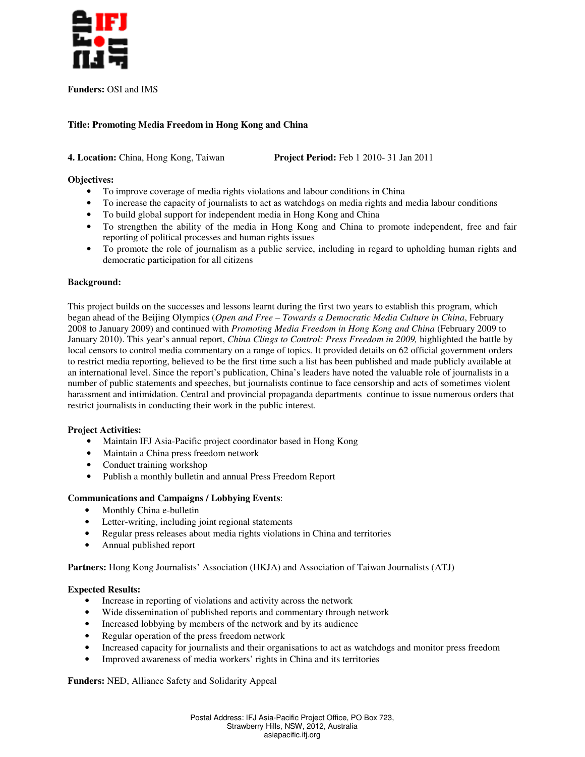**Funders:** OSI and IMS

**Title: Promoting Media Freedom in Hong Kong and China**

**4. Location:** China, Hong Kong, Taiwan **Project Period:** Feb 1 2010- 31 Jan 2011

**Objectives:**

- To improve coverage of media rights violations and labour conditions in China
- To increase the capacity of journalists to act as watchdogs on media rights and media labour conditions
- To build global support for independent media in Hong Kong and China
- To strengthen the ability of the media in Hong Kong and China to promote independent, free and fair reporting of political processes and human rights issues
- To promote the role of journalism as a public service, including in regard to upholding human rights and democratic participation for all citizens

**Background:**

This project builds on the successes and lessons learnt during the first two years to establish this program, which began ahead of the Beijing Olympics (*Open and Free – Towards a Democratic Media Culture in China*, February 2008 to January 2009) and continued with *Promoting Media Freedom in Hong Kong and China* (February 2009 to January 2010). This year's annual report, *China Clings to Control: Press Freedom in 2009,* highlighted the battle by local censors to control media commentary on a range of topics. It provided details on 62 official government orders to restrict media reporting, believed to be the first time such a list has been published and made publicly available at an international level. Since the report's publication, China's leaders have noted the valuable role of journalists in a number of public statements and speeches, but journalists continue to face censorship and acts of sometimes violent harassment and intimidation. Central and provincial propaganda departments continue to issue numerous orders that restrict journalists in conducting their work in the public interest.

**Project Activities:**

- Maintain IFJ Asia-Pacific project coordinator based in Hong Kong
- Maintain a China press freedom network
- Conduct training workshop
- Publish a monthly bulletin and annual Press Freedom Report

**Communications and Campaigns / Lobbying Events**:

- Monthly China e-bulletin
- Letter-writing, including joint regional statements
- Regular press releases about media rights violations in China and territories
- Annual published report

**Partners:** Hong Kong Journalists' Association (HKJA) and Association of Taiwan Journalists (ATJ)

**Expected Results:**

- Increase in reporting of violations and activity across the network
- Wide dissemination of published reports and commentary through network
- Increased lobbying by members of the network and by its audience
- Regular operation of the press freedom network
- Increased capacity for journalists and their organisations to act as watchdogs and monitor press freedom
- Improved awareness of media workers' rights in China and its territories

**Funders:** NED, Alliance Safety and Solidarity Appeal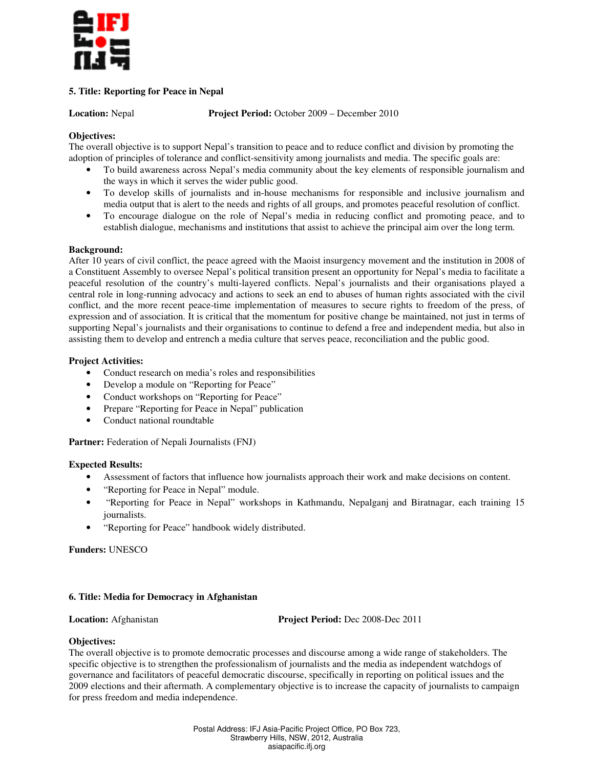### 5. Title: Reporting for Peace in Nepal

**Location:** Nepal **Project Period:** October 2009 – December 2010

**Objectives:**
The overall objective is to support Nepal's transition to peace and to reduce conflict and division by promoting the adoption of principles of tolerance and conflict-sensitivity among journalists and media. The specific goals are:

- To build awareness across Nepal's media community about the key elements of responsible journalism and the ways in which it serves the wider public good.
- To develop skills of journalists and in-house mechanisms for responsible and inclusive journalism and media output that is alert to the needs and rights of all groups, and promotes peaceful resolution of conflict.
- To encourage dialogue on the role of Nepal's media in reducing conflict and promoting peace, and to establish dialogue, mechanisms and institutions that assist to achieve the principal aim over the long term.

**Background:**
After 10 years of civil conflict, the peace agreed with the Maoist insurgency movement and the institution in 2008 of a Constituent Assembly to oversee Nepal's political transition present an opportunity for Nepal's media to facilitate a peaceful resolution of the country's multi-layered conflicts. Nepal's journalists and their organisations played a central role in long-running advocacy and actions to seek an end to abuses of human rights associated with the civil conflict, and the more recent peace-time implementation of measures to secure rights to freedom of the press, of expression and of association. It is critical that the momentum for positive change be maintained, not just in terms of supporting Nepal's journalists and their organisations to continue to defend a free and independent media, but also in assisting them to develop and entrench a media culture that serves peace, reconciliation and the public good.

**Project Activities:**

- Conduct research on media's roles and responsibilities
- Develop a module on "Reporting for Peace"
- Conduct workshops on "Reporting for Peace"
- Prepare "Reporting for Peace in Nepal" publication
- Conduct national roundtable

**Partner:** Federation of Nepali Journalists (FNJ)

**Expected Results:**

- Assessment of factors that influence how journalists approach their work and make decisions on content.
- "Reporting for Peace in Nepal" module.
- "Reporting for Peace in Nepal" workshops in Kathmandu, Nepalganj and Biratnagar, each training 15 journalists.
- "Reporting for Peace" handbook widely distributed.

**Funders:** UNESCO

### 6. Title: Media for Democracy in Afghanistan

**Location:** Afghanistan **Project Period:** Dec 2008-Dec 2011

**Objectives:**
The overall objective is to promote democratic processes and discourse among a wide range of stakeholders. The specific objective is to strengthen the professionalism of journalists and the media as independent watchdogs of governance and facilitators of peaceful democratic discourse, specifically in reporting on political issues and the 2009 elections and their aftermath. A complementary objective is to increase the capacity of journalists to campaign for press freedom and media independence.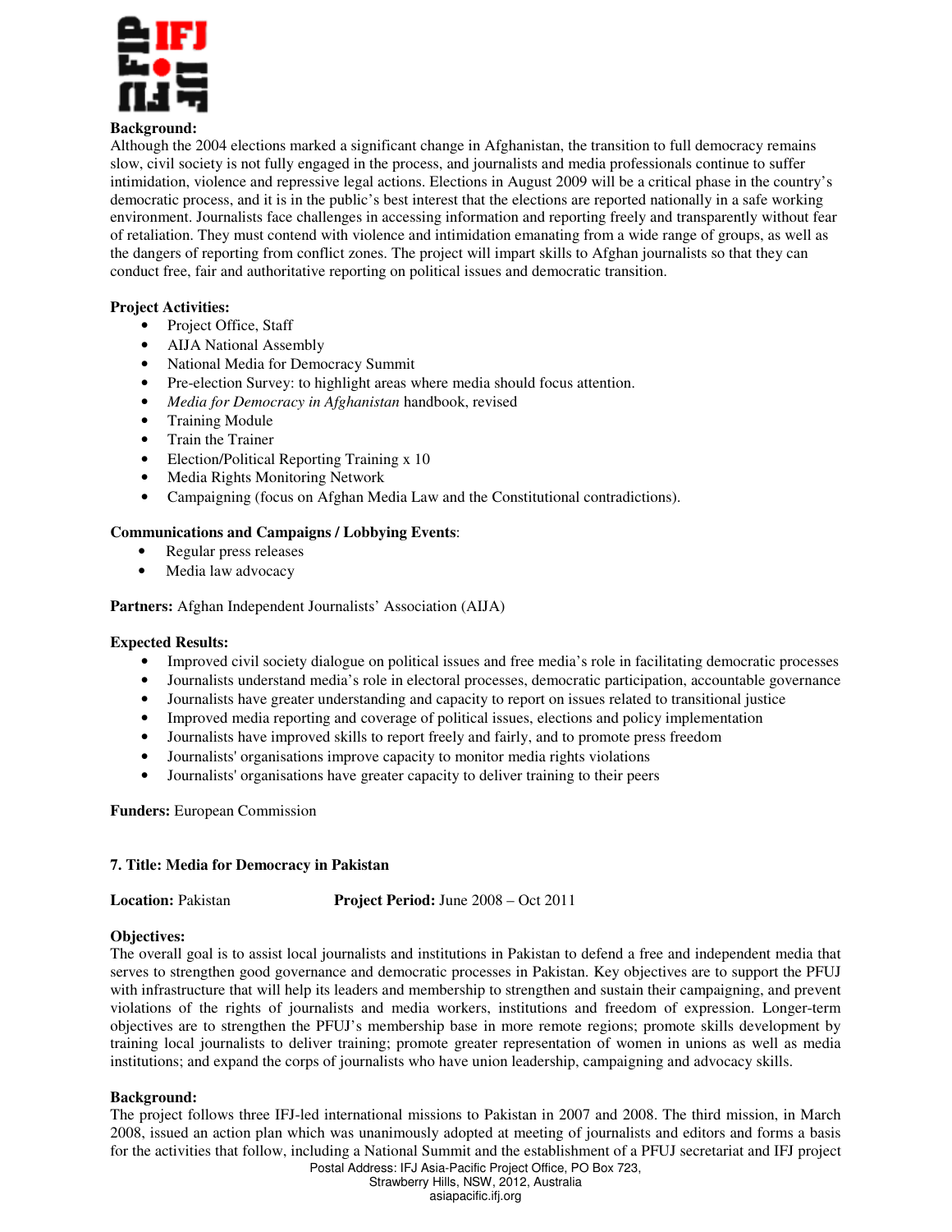**Background:**
Although the 2004 elections marked a significant change in Afghanistan, the transition to full democracy remains slow, civil society is not fully engaged in the process, and journalists and media professionals continue to suffer intimidation, violence and repressive legal actions. Elections in August 2009 will be a critical phase in the country's democratic process, and it is in the public's best interest that the elections are reported nationally in a safe working environment. Journalists face challenges in accessing information and reporting freely and transparently without fear of retaliation. They must contend with violence and intimidation emanating from a wide range of groups, as well as the dangers of reporting from conflict zones. The project will impart skills to Afghan journalists so that they can conduct free, fair and authoritative reporting on political issues and democratic transition.

**Project Activities:**
- Project Office, Staff
- AIJA National Assembly
- National Media for Democracy Summit
- Pre-election Survey: to highlight areas where media should focus attention.
- *Media for Democracy in Afghanistan* handbook, revised
- Training Module
- Train the Trainer
- Election/Political Reporting Training x 10
- Media Rights Monitoring Network
- Campaigning (focus on Afghan Media Law and the Constitutional contradictions).

**Communications and Campaigns / Lobbying Events**:
- Regular press releases
- Media law advocacy

**Partners:** Afghan Independent Journalists' Association (AIJA)

**Expected Results:**
- Improved civil society dialogue on political issues and free media's role in facilitating democratic processes
- Journalists understand media's role in electoral processes, democratic participation, accountable governance
- Journalists have greater understanding and capacity to report on issues related to transitional justice
- Improved media reporting and coverage of political issues, elections and policy implementation
- Journalists have improved skills to report freely and fairly, and to promote press freedom
- Journalists' organisations improve capacity to monitor media rights violations
- Journalists' organisations have greater capacity to deliver training to their peers

**Funders:** European Commission

### 7. Title: Media for Democracy in Pakistan

**Location:** Pakistan **Project Period:** June 2008 – Oct 2011

**Objectives:**
The overall goal is to assist local journalists and institutions in Pakistan to defend a free and independent media that serves to strengthen good governance and democratic processes in Pakistan. Key objectives are to support the PFUJ with infrastructure that will help its leaders and membership to strengthen and sustain their campaigning, and prevent violations of the rights of journalists and media workers, institutions and freedom of expression. Longer-term objectives are to strengthen the PFUJ's membership base in more remote regions; promote skills development by training local journalists to deliver training; promote greater representation of women in unions as well as media institutions; and expand the corps of journalists who have union leadership, campaigning and advocacy skills.

**Background:**
The project follows three IFJ-led international missions to Pakistan in 2007 and 2008. The third mission, in March 2008, issued an action plan which was unanimously adopted at meeting of journalists and editors and forms a basis for the activities that follow, including a National Summit and the establishment of a PFUJ secretariat and IFJ project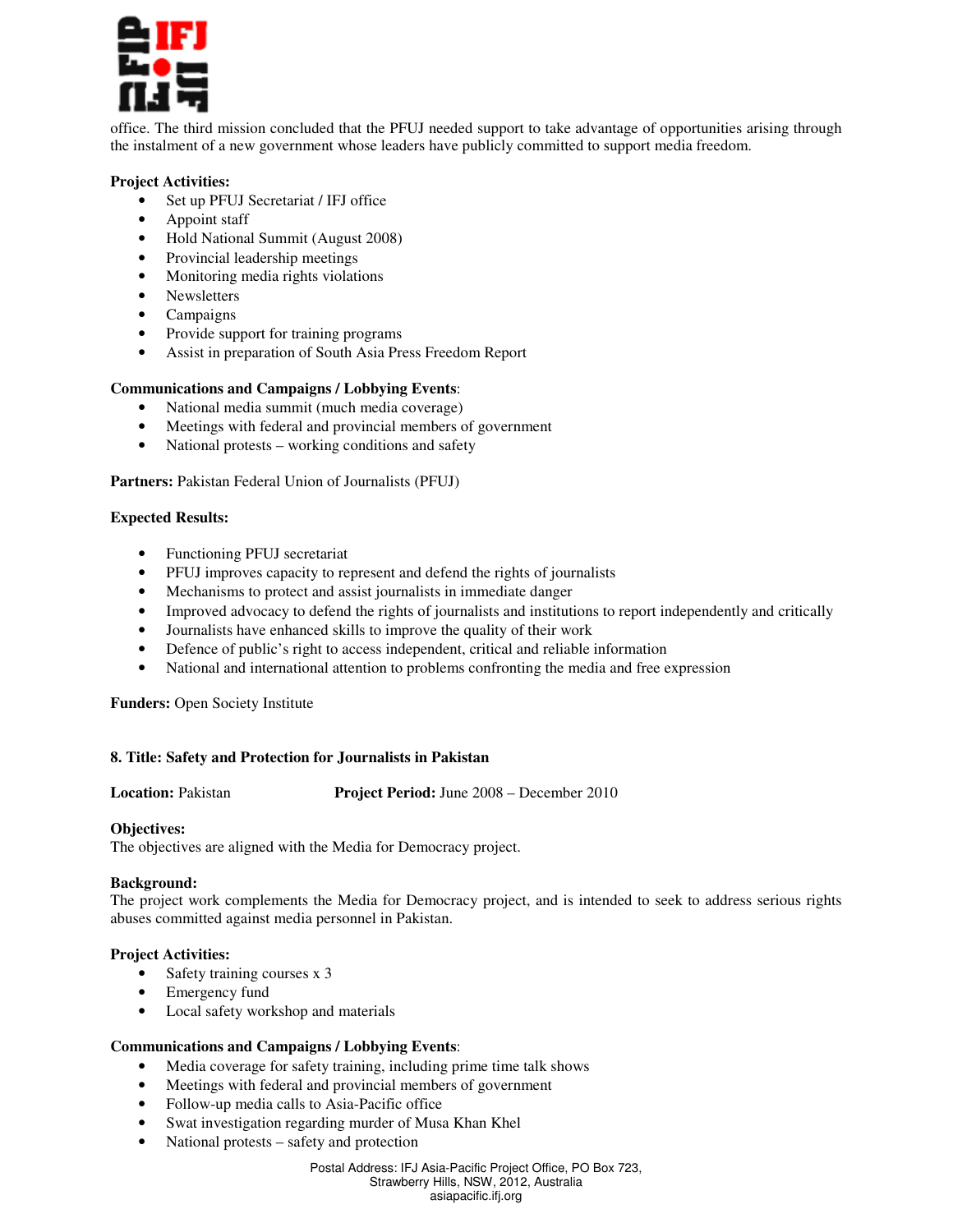office. The third mission concluded that the PFUJ needed support to take advantage of opportunities arising through the instalment of a new government whose leaders have publicly committed to support media freedom.

**Project Activities:**

- Set up PFUJ Secretariat / IFJ office
- Appoint staff
- Hold National Summit (August 2008)
- Provincial leadership meetings
- Monitoring media rights violations
- Newsletters
- Campaigns
- Provide support for training programs
- Assist in preparation of South Asia Press Freedom Report

**Communications and Campaigns / Lobbying Events**:

- National media summit (much media coverage)
- Meetings with federal and provincial members of government
- National protests – working conditions and safety

**Partners:** Pakistan Federal Union of Journalists (PFUJ)

**Expected Results:**

- Functioning PFUJ secretariat
- PFUJ improves capacity to represent and defend the rights of journalists
- Mechanisms to protect and assist journalists in immediate danger
- Improved advocacy to defend the rights of journalists and institutions to report independently and critically
- Journalists have enhanced skills to improve the quality of their work
- Defence of public's right to access independent, critical and reliable information
- National and international attention to problems confronting the media and free expression

**Funders:** Open Society Institute

### 8. Title: Safety and Protection for Journalists in Pakistan

**Location:** Pakistan **Project Period:** June 2008 – December 2010

**Objectives:**
The objectives are aligned with the Media for Democracy project.

**Background:**
The project work complements the Media for Democracy project, and is intended to seek to address serious rights abuses committed against media personnel in Pakistan.

**Project Activities:**

- Safety training courses x 3
- Emergency fund
- Local safety workshop and materials

**Communications and Campaigns / Lobbying Events**:

- Media coverage for safety training, including prime time talk shows
- Meetings with federal and provincial members of government
- Follow-up media calls to Asia-Pacific office
- Swat investigation regarding murder of Musa Khan Khel
- National protests – safety and protection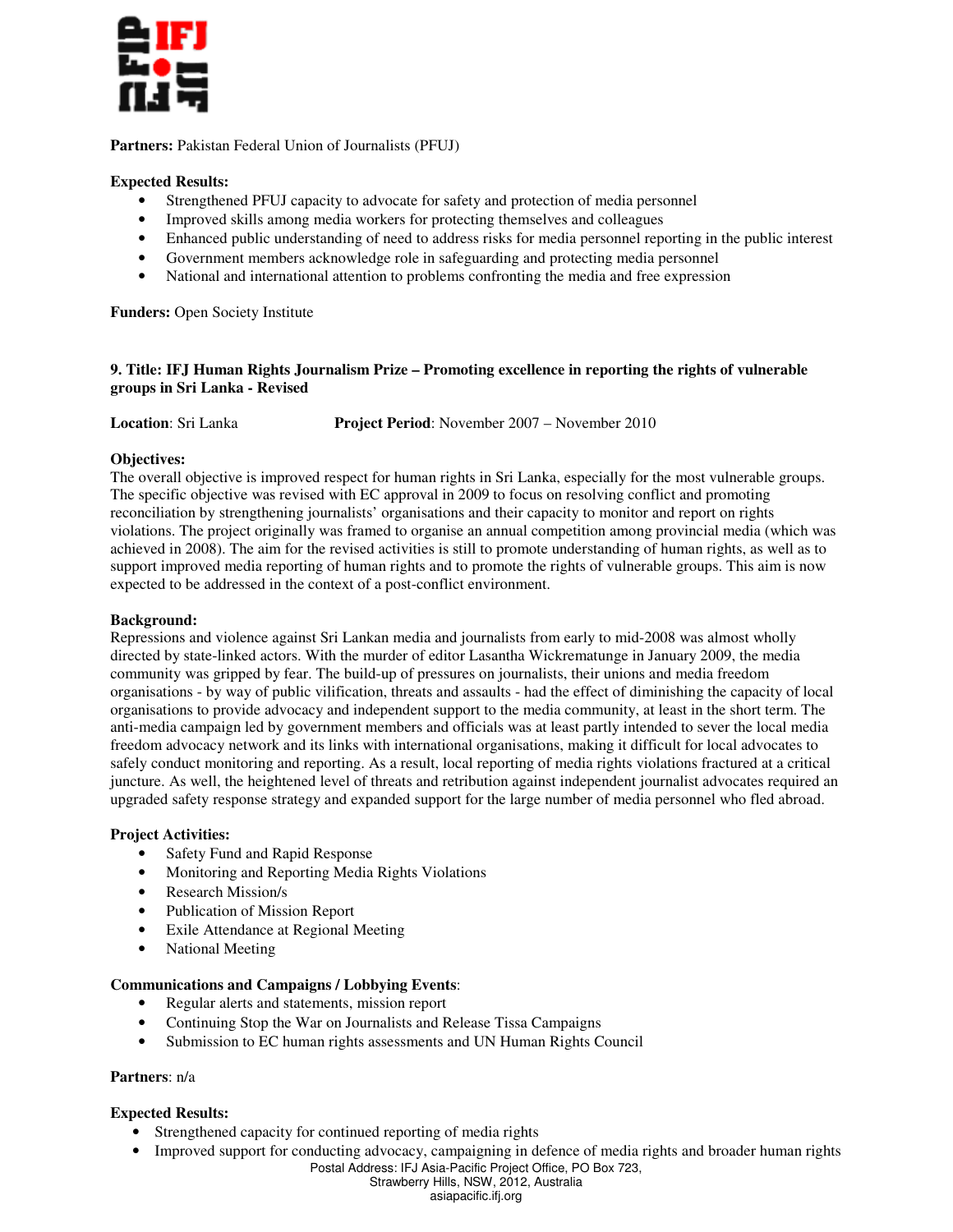**Partners:** Pakistan Federal Union of Journalists (PFUJ)

**Expected Results:**

- Strengthened PFUJ capacity to advocate for safety and protection of media personnel
- Improved skills among media workers for protecting themselves and colleagues
- Enhanced public understanding of need to address risks for media personnel reporting in the public interest
- Government members acknowledge role in safeguarding and protecting media personnel
- National and international attention to problems confronting the media and free expression

**Funders:** Open Society Institute

**9. Title: IFJ Human Rights Journalism Prize – Promoting excellence in reporting the rights of vulnerable groups in Sri Lanka - Revised**

**Location**: Sri Lanka **Project Period**: November 2007 – November 2010

**Objectives:**
The overall objective is improved respect for human rights in Sri Lanka, especially for the most vulnerable groups. The specific objective was revised with EC approval in 2009 to focus on resolving conflict and promoting reconciliation by strengthening journalists' organisations and their capacity to monitor and report on rights violations. The project originally was framed to organise an annual competition among provincial media (which was achieved in 2008). The aim for the revised activities is still to promote understanding of human rights, as well as to support improved media reporting of human rights and to promote the rights of vulnerable groups. This aim is now expected to be addressed in the context of a post-conflict environment.

**Background:**
Repressions and violence against Sri Lankan media and journalists from early to mid-2008 was almost wholly directed by state-linked actors. With the murder of editor Lasantha Wickrematunge in January 2009, the media community was gripped by fear. The build-up of pressures on journalists, their unions and media freedom organisations - by way of public vilification, threats and assaults - had the effect of diminishing the capacity of local organisations to provide advocacy and independent support to the media community, at least in the short term. The anti-media campaign led by government members and officials was at least partly intended to sever the local media freedom advocacy network and its links with international organisations, making it difficult for local advocates to safely conduct monitoring and reporting. As a result, local reporting of media rights violations fractured at a critical juncture. As well, the heightened level of threats and retribution against independent journalist advocates required an upgraded safety response strategy and expanded support for the large number of media personnel who fled abroad.

**Project Activities:**

- Safety Fund and Rapid Response
- Monitoring and Reporting Media Rights Violations
- Research Mission/s
- Publication of Mission Report
- Exile Attendance at Regional Meeting
- National Meeting

**Communications and Campaigns / Lobbying Events**:

- Regular alerts and statements, mission report
- Continuing Stop the War on Journalists and Release Tissa Campaigns
- Submission to EC human rights assessments and UN Human Rights Council

**Partners**: n/a

**Expected Results:**

- Strengthened capacity for continued reporting of media rights
- Improved support for conducting advocacy, campaigning in defence of media rights and broader human rights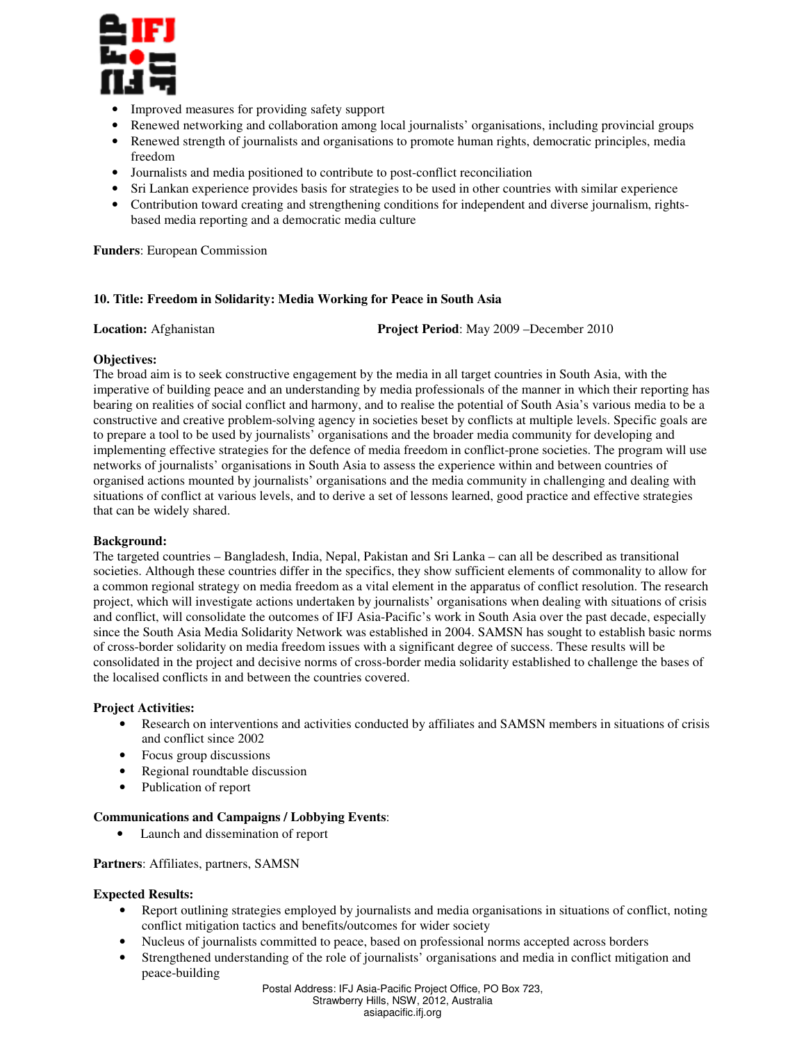- Improved measures for providing safety support
- Renewed networking and collaboration among local journalists' organisations, including provincial groups
- Renewed strength of journalists and organisations to promote human rights, democratic principles, media freedom
- Journalists and media positioned to contribute to post-conflict reconciliation
- Sri Lankan experience provides basis for strategies to be used in other countries with similar experience
- Contribution toward creating and strengthening conditions for independent and diverse journalism, rights-based media reporting and a democratic media culture

**Funders**: European Commission

**10. Title: Freedom in Solidarity: Media Working for Peace in South Asia**

**Location:** Afghanistan **Project Period**: May 2009 –December 2010

**Objectives:**
The broad aim is to seek constructive engagement by the media in all target countries in South Asia, with the imperative of building peace and an understanding by media professionals of the manner in which their reporting has bearing on realities of social conflict and harmony, and to realise the potential of South Asia's various media to be a constructive and creative problem-solving agency in societies beset by conflicts at multiple levels. Specific goals are to prepare a tool to be used by journalists' organisations and the broader media community for developing and implementing effective strategies for the defence of media freedom in conflict-prone societies. The program will use networks of journalists' organisations in South Asia to assess the experience within and between countries of organised actions mounted by journalists' organisations and the media community in challenging and dealing with situations of conflict at various levels, and to derive a set of lessons learned, good practice and effective strategies that can be widely shared.

**Background:**
The targeted countries – Bangladesh, India, Nepal, Pakistan and Sri Lanka – can all be described as transitional societies. Although these countries differ in the specifics, they show sufficient elements of commonality to allow for a common regional strategy on media freedom as a vital element in the apparatus of conflict resolution. The research project, which will investigate actions undertaken by journalists' organisations when dealing with situations of crisis and conflict, will consolidate the outcomes of IFJ Asia-Pacific's work in South Asia over the past decade, especially since the South Asia Media Solidarity Network was established in 2004. SAMSN has sought to establish basic norms of cross-border solidarity on media freedom issues with a significant degree of success. These results will be consolidated in the project and decisive norms of cross-border media solidarity established to challenge the bases of the localised conflicts in and between the countries covered.

**Project Activities:**
- Research on interventions and activities conducted by affiliates and SAMSN members in situations of crisis and conflict since 2002
- Focus group discussions
- Regional roundtable discussion
- Publication of report

**Communications and Campaigns / Lobbying Events**:
- Launch and dissemination of report

**Partners**: Affiliates, partners, SAMSN

**Expected Results:**
- Report outlining strategies employed by journalists and media organisations in situations of conflict, noting conflict mitigation tactics and benefits/outcomes for wider society
- Nucleus of journalists committed to peace, based on professional norms accepted across borders
- Strengthened understanding of the role of journalists' organisations and media in conflict mitigation and peace-building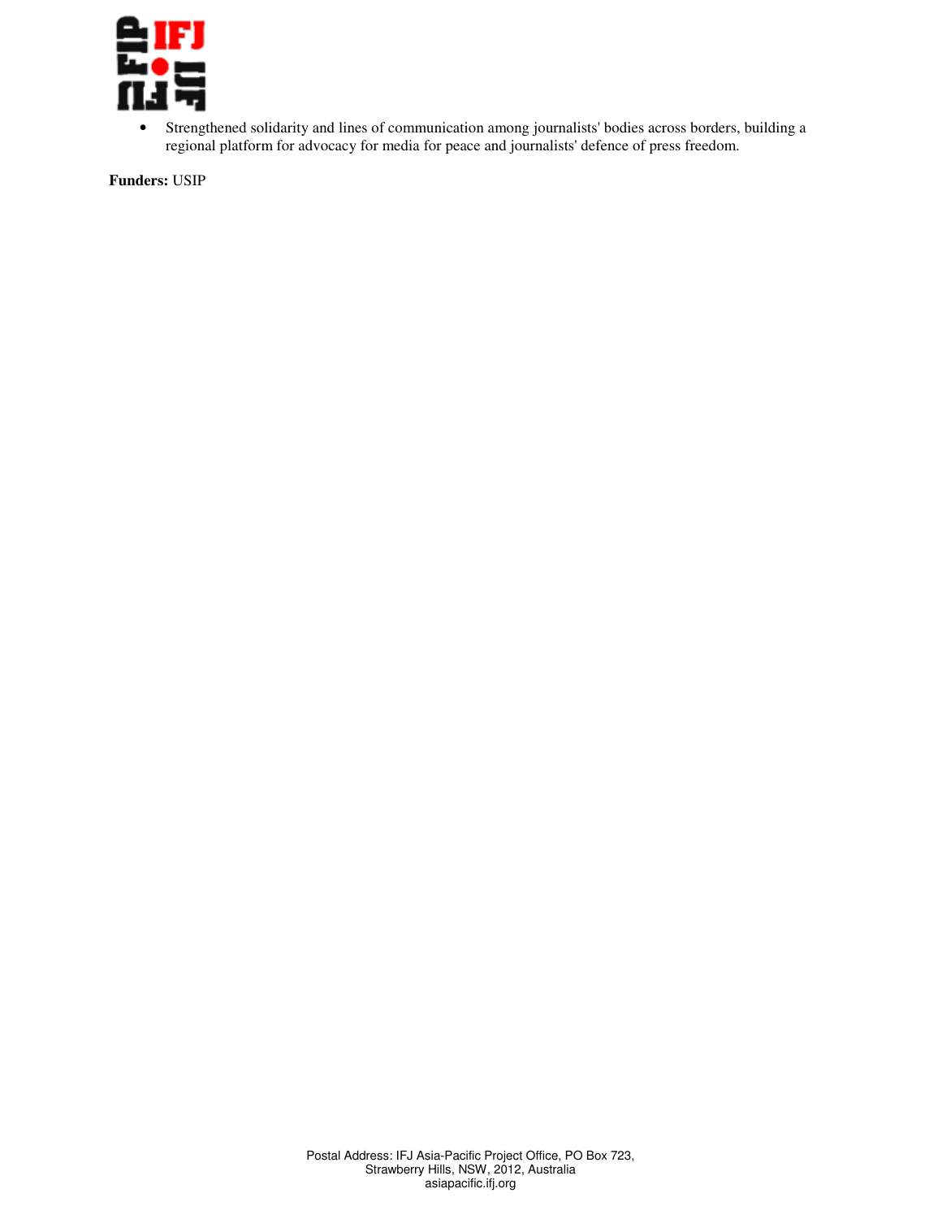- Strengthened solidarity and lines of communication among journalists' bodies across borders, building a regional platform for advocacy for media for peace and journalists' defence of press freedom.

**Funders:** USIP